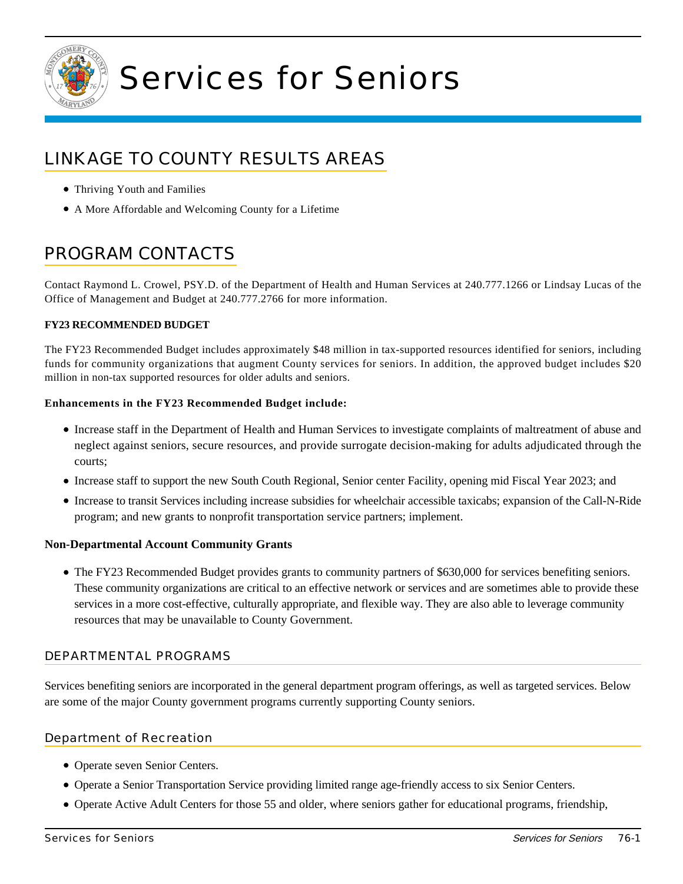# Services for Seniors

## LINKAGE TO COUNTY RESULTS AREAS

- Thriving Youth and Families
- A More Affordable and Welcoming County for a Lifetime

## PROGRAM CONTACTS

Contact Raymond L. Crowel, PSY.D. of the Department of Health and Human Services at 240.777.1266 or Lindsay Lucas of the Office of Management and Budget at 240.777.2766 for more information.

**FY23 RECOMMENDED BUDGET**

The FY23 Recommended Budget includes approximately $48 million in tax-supported resources identified for seniors, including funds for community organizations that augment County services for seniors. In addition, the approved budget includes $20 million in non-tax supported resources for older adults and seniors.

**Enhancements in the FY23 Recommended Budget include:**

- Increase staff in the Department of Health and Human Services to investigate complaints of maltreatment of abuse and neglect against seniors, secure resources, and provide surrogate decision-making for adults adjudicated through the courts;
- Increase staff to support the new South Couth Regional, Senior center Facility, opening mid Fiscal Year 2023; and
- Increase to transit Services including increase subsidies for wheelchair accessible taxicabs; expansion of the Call-N-Ride program; and new grants to nonprofit transportation service partners; implement.

**Non-Departmental Account Community Grants**

- The FY23 Recommended Budget provides grants to community partners of $630,000 for services benefiting seniors. These community organizations are critical to an effective network or services and are sometimes able to provide these services in a more cost-effective, culturally appropriate, and flexible way. They are also able to leverage community resources that may be unavailable to County Government.

### DEPARTMENTAL PROGRAMS

Services benefiting seniors are incorporated in the general department program offerings, as well as targeted services. Below are some of the major County government programs currently supporting County seniors.

### Department of Recreation

- Operate seven Senior Centers.
- Operate a Senior Transportation Service providing limited range age-friendly access to six Senior Centers.
- Operate Active Adult Centers for those 55 and older, where seniors gather for educational programs, friendship,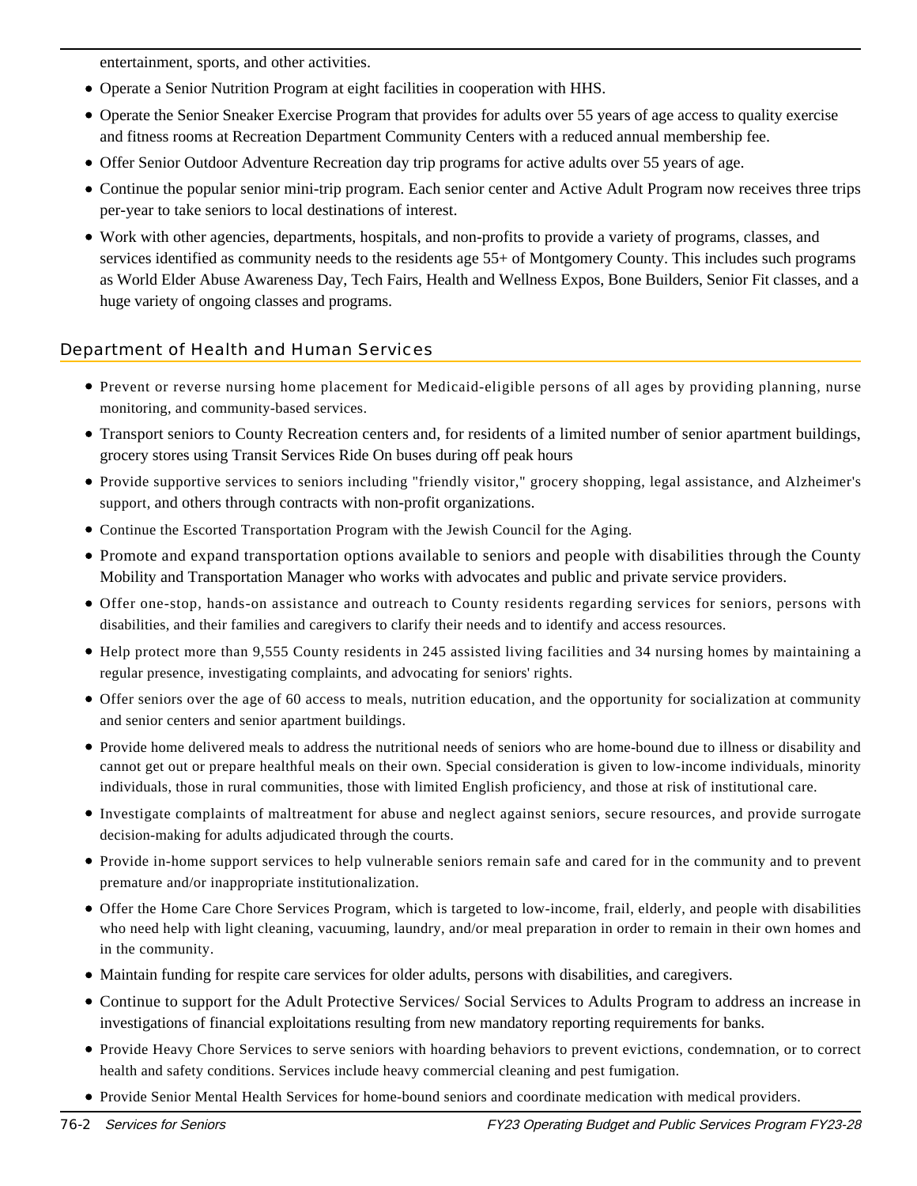entertainment, sports, and other activities.

- Operate a Senior Nutrition Program at eight facilities in cooperation with HHS.
- Operate the Senior Sneaker Exercise Program that provides for adults over 55 years of age access to quality exercise and fitness rooms at Recreation Department Community Centers with a reduced annual membership fee.
- Offer Senior Outdoor Adventure Recreation day trip programs for active adults over 55 years of age.
- Continue the popular senior mini-trip program. Each senior center and Active Adult Program now receives three trips per-year to take seniors to local destinations of interest.
- Work with other agencies, departments, hospitals, and non-profits to provide a variety of programs, classes, and services identified as community needs to the residents age 55+ of Montgomery County. This includes such programs as World Elder Abuse Awareness Day, Tech Fairs, Health and Wellness Expos, Bone Builders, Senior Fit classes, and a huge variety of ongoing classes and programs.

## Department of Health and Human Services

- Prevent or reverse nursing home placement for Medicaid-eligible persons of all ages by providing planning, nurse monitoring, and community-based services.
- Transport seniors to County Recreation centers and, for residents of a limited number of senior apartment buildings, grocery stores using Transit Services Ride On buses during off peak hours
- Provide supportive services to seniors including "friendly visitor," grocery shopping, legal assistance, and Alzheimer's support, and others through contracts with non-profit organizations.
- Continue the Escorted Transportation Program with the Jewish Council for the Aging.
- Promote and expand transportation options available to seniors and people with disabilities through the County Mobility and Transportation Manager who works with advocates and public and private service providers.
- Offer one-stop, hands-on assistance and outreach to County residents regarding services for seniors, persons with disabilities, and their families and caregivers to clarify their needs and to identify and access resources.
- Help protect more than 9,555 County residents in 245 assisted living facilities and 34 nursing homes by maintaining a regular presence, investigating complaints, and advocating for seniors' rights.
- Offer seniors over the age of 60 access to meals, nutrition education, and the opportunity for socialization at community and senior centers and senior apartment buildings.
- Provide home delivered meals to address the nutritional needs of seniors who are home-bound due to illness or disability and cannot get out or prepare healthful meals on their own. Special consideration is given to low-income individuals, minority individuals, those in rural communities, those with limited English proficiency, and those at risk of institutional care.
- Investigate complaints of maltreatment for abuse and neglect against seniors, secure resources, and provide surrogate decision-making for adults adjudicated through the courts.
- Provide in-home support services to help vulnerable seniors remain safe and cared for in the community and to prevent premature and/or inappropriate institutionalization.
- Offer the Home Care Chore Services Program, which is targeted to low-income, frail, elderly, and people with disabilities who need help with light cleaning, vacuuming, laundry, and/or meal preparation in order to remain in their own homes and in the community.
- Maintain funding for respite care services for older adults, persons with disabilities, and caregivers.
- Continue to support for the Adult Protective Services/ Social Services to Adults Program to address an increase in investigations of financial exploitations resulting from new mandatory reporting requirements for banks.
- Provide Heavy Chore Services to serve seniors with hoarding behaviors to prevent evictions, condemnation, or to correct health and safety conditions. Services include heavy commercial cleaning and pest fumigation.
- Provide Senior Mental Health Services for home-bound seniors and coordinate medication with medical providers.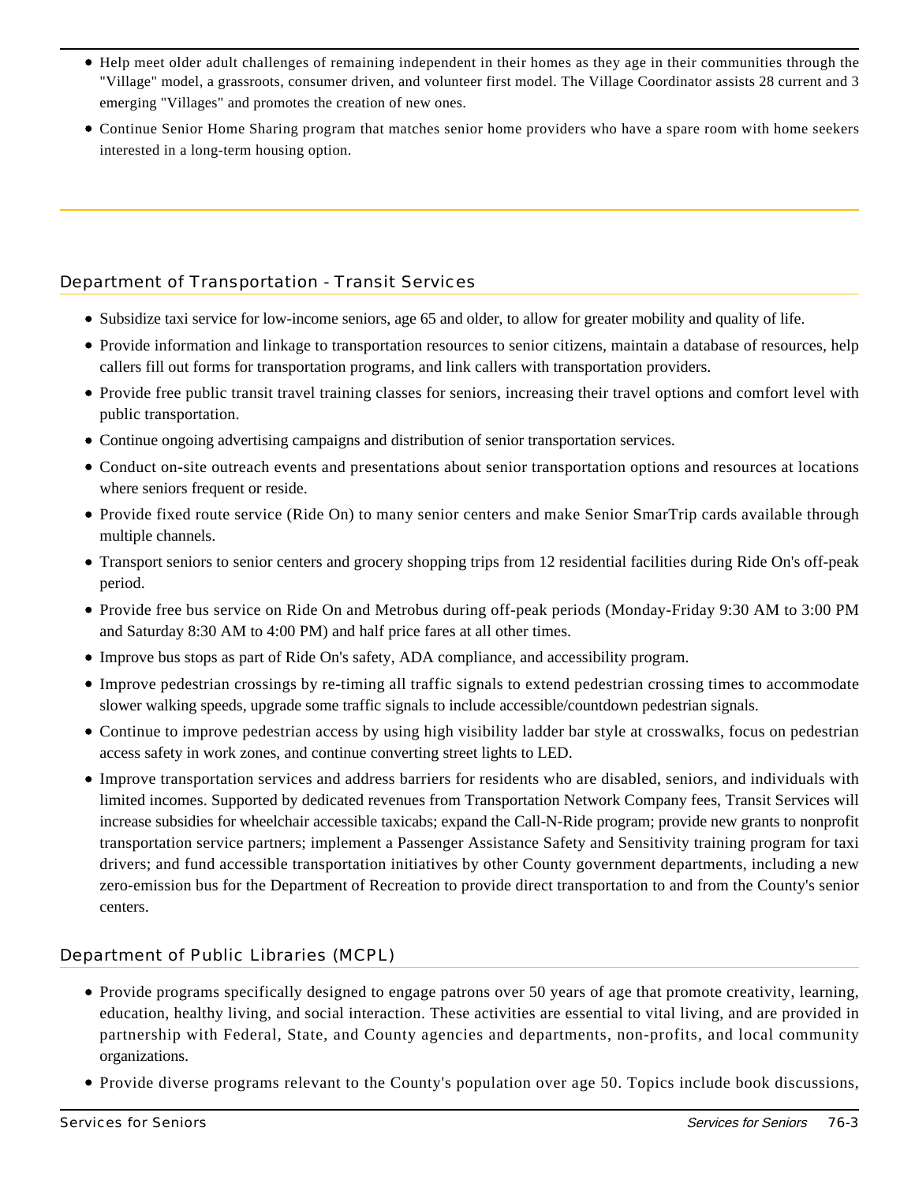- Help meet older adult challenges of remaining independent in their homes as they age in their communities through the "Village" model, a grassroots, consumer driven, and volunteer first model. The Village Coordinator assists 28 current and 3 emerging "Villages" and promotes the creation of new ones.
- Continue Senior Home Sharing program that matches senior home providers who have a spare room with home seekers interested in a long-term housing option.

## Department of Transportation - Transit Services

- Subsidize taxi service for low-income seniors, age 65 and older, to allow for greater mobility and quality of life.
- Provide information and linkage to transportation resources to senior citizens, maintain a database of resources, help callers fill out forms for transportation programs, and link callers with transportation providers.
- Provide free public transit travel training classes for seniors, increasing their travel options and comfort level with public transportation.
- Continue ongoing advertising campaigns and distribution of senior transportation services.
- Conduct on-site outreach events and presentations about senior transportation options and resources at locations where seniors frequent or reside.
- Provide fixed route service (Ride On) to many senior centers and make Senior SmarTrip cards available through multiple channels.
- Transport seniors to senior centers and grocery shopping trips from 12 residential facilities during Ride On's off-peak period.
- Provide free bus service on Ride On and Metrobus during off-peak periods (Monday-Friday 9:30 AM to 3:00 PM and Saturday 8:30 AM to 4:00 PM) and half price fares at all other times.
- Improve bus stops as part of Ride On's safety, ADA compliance, and accessibility program.
- Improve pedestrian crossings by re-timing all traffic signals to extend pedestrian crossing times to accommodate slower walking speeds, upgrade some traffic signals to include accessible/countdown pedestrian signals.
- Continue to improve pedestrian access by using high visibility ladder bar style at crosswalks, focus on pedestrian access safety in work zones, and continue converting street lights to LED.
- Improve transportation services and address barriers for residents who are disabled, seniors, and individuals with limited incomes. Supported by dedicated revenues from Transportation Network Company fees, Transit Services will increase subsidies for wheelchair accessible taxicabs; expand the Call-N-Ride program; provide new grants to nonprofit transportation service partners; implement a Passenger Assistance Safety and Sensitivity training program for taxi drivers; and fund accessible transportation initiatives by other County government departments, including a new zero-emission bus for the Department of Recreation to provide direct transportation to and from the County's senior centers.

## Department of Public Libraries (MCPL)

- Provide programs specifically designed to engage patrons over 50 years of age that promote creativity, learning, education, healthy living, and social interaction. These activities are essential to vital living, and are provided in partnership with Federal, State, and County agencies and departments, non-profits, and local community organizations.
- Provide diverse programs relevant to the County's population over age 50. Topics include book discussions,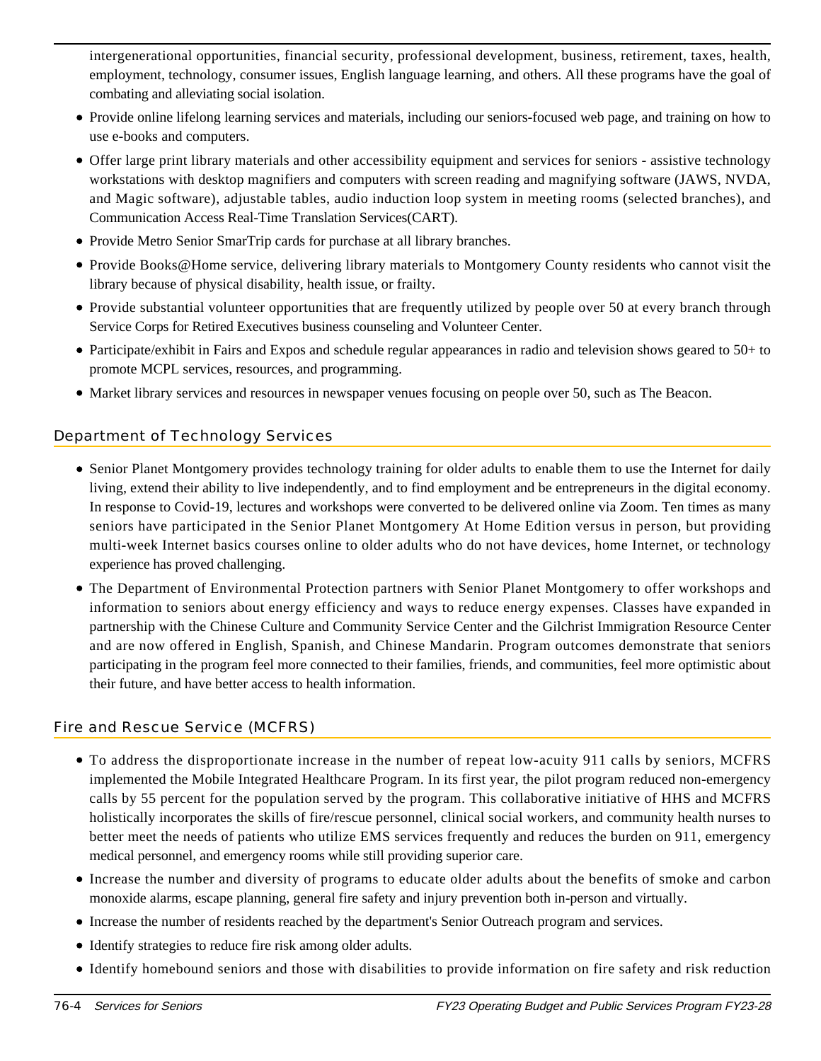intergenerational opportunities, financial security, professional development, business, retirement, taxes, health, employment, technology, consumer issues, English language learning, and others. All these programs have the goal of combating and alleviating social isolation.

- Provide online lifelong learning services and materials, including our seniors-focused web page, and training on how to use e-books and computers.
- Offer large print library materials and other accessibility equipment and services for seniors - assistive technology workstations with desktop magnifiers and computers with screen reading and magnifying software (JAWS, NVDA, and Magic software), adjustable tables, audio induction loop system in meeting rooms (selected branches), and Communication Access Real-Time Translation Services(CART).
- Provide Metro Senior SmarTrip cards for purchase at all library branches.
- Provide Books@Home service, delivering library materials to Montgomery County residents who cannot visit the library because of physical disability, health issue, or frailty.
- Provide substantial volunteer opportunities that are frequently utilized by people over 50 at every branch through Service Corps for Retired Executives business counseling and Volunteer Center.
- Participate/exhibit in Fairs and Expos and schedule regular appearances in radio and television shows geared to 50+ to promote MCPL services, resources, and programming.
- Market library services and resources in newspaper venues focusing on people over 50, such as The Beacon.

## Department of Technology Services

- Senior Planet Montgomery provides technology training for older adults to enable them to use the Internet for daily living, extend their ability to live independently, and to find employment and be entrepreneurs in the digital economy. In response to Covid-19, lectures and workshops were converted to be delivered online via Zoom. Ten times as many seniors have participated in the Senior Planet Montgomery At Home Edition versus in person, but providing multi-week Internet basics courses online to older adults who do not have devices, home Internet, or technology experience has proved challenging.
- The Department of Environmental Protection partners with Senior Planet Montgomery to offer workshops and information to seniors about energy efficiency and ways to reduce energy expenses. Classes have expanded in partnership with the Chinese Culture and Community Service Center and the Gilchrist Immigration Resource Center and are now offered in English, Spanish, and Chinese Mandarin. Program outcomes demonstrate that seniors participating in the program feel more connected to their families, friends, and communities, feel more optimistic about their future, and have better access to health information.

## Fire and Rescue Service (MCFRS)

- To address the disproportionate increase in the number of repeat low-acuity 911 calls by seniors, MCFRS implemented the Mobile Integrated Healthcare Program. In its first year, the pilot program reduced non-emergency calls by 55 percent for the population served by the program. This collaborative initiative of HHS and MCFRS holistically incorporates the skills of fire/rescue personnel, clinical social workers, and community health nurses to better meet the needs of patients who utilize EMS services frequently and reduces the burden on 911, emergency medical personnel, and emergency rooms while still providing superior care.
- Increase the number and diversity of programs to educate older adults about the benefits of smoke and carbon monoxide alarms, escape planning, general fire safety and injury prevention both in-person and virtually.
- Increase the number of residents reached by the department's Senior Outreach program and services.
- Identify strategies to reduce fire risk among older adults.
- Identify homebound seniors and those with disabilities to provide information on fire safety and risk reduction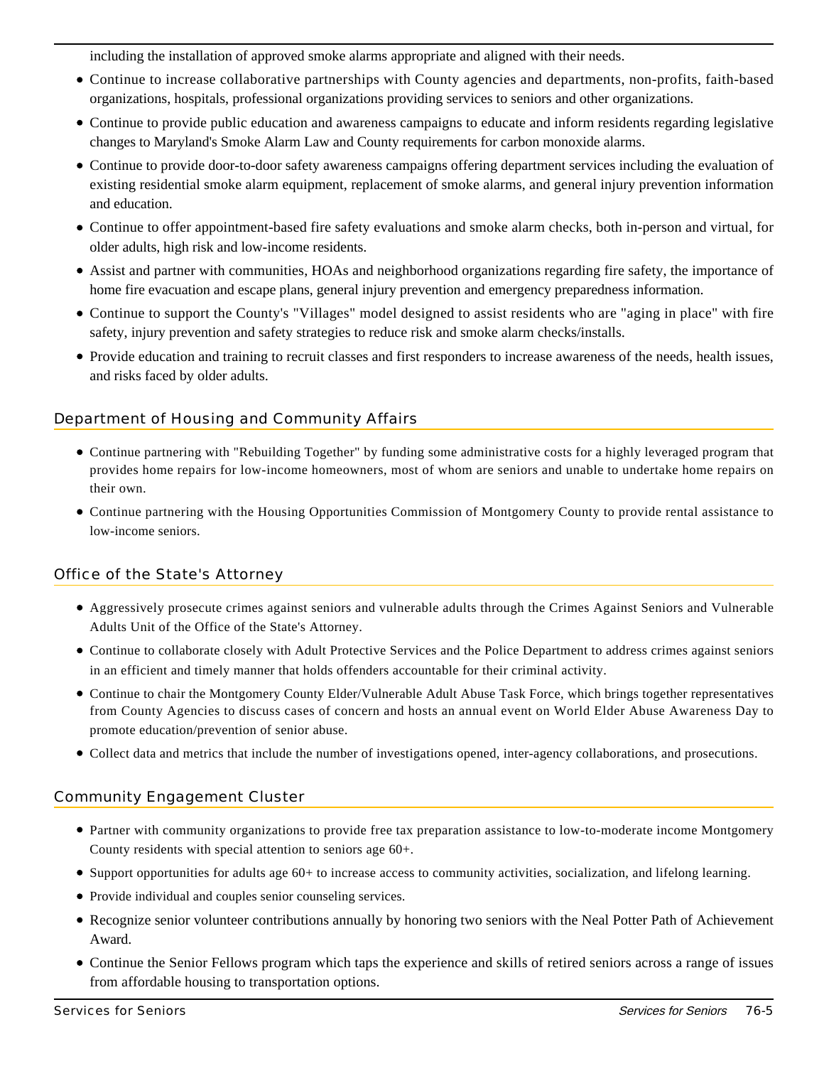including the installation of approved smoke alarms appropriate and aligned with their needs.

- Continue to increase collaborative partnerships with County agencies and departments, non-profits, faith-based organizations, hospitals, professional organizations providing services to seniors and other organizations.
- Continue to provide public education and awareness campaigns to educate and inform residents regarding legislative changes to Maryland's Smoke Alarm Law and County requirements for carbon monoxide alarms.
- Continue to provide door-to-door safety awareness campaigns offering department services including the evaluation of existing residential smoke alarm equipment, replacement of smoke alarms, and general injury prevention information and education.
- Continue to offer appointment-based fire safety evaluations and smoke alarm checks, both in-person and virtual, for older adults, high risk and low-income residents.
- Assist and partner with communities, HOAs and neighborhood organizations regarding fire safety, the importance of home fire evacuation and escape plans, general injury prevention and emergency preparedness information.
- Continue to support the County's "Villages" model designed to assist residents who are "aging in place" with fire safety, injury prevention and safety strategies to reduce risk and smoke alarm checks/installs.
- Provide education and training to recruit classes and first responders to increase awareness of the needs, health issues, and risks faced by older adults.

## Department of Housing and Community Affairs

- Continue partnering with "Rebuilding Together" by funding some administrative costs for a highly leveraged program that provides home repairs for low-income homeowners, most of whom are seniors and unable to undertake home repairs on their own.
- Continue partnering with the Housing Opportunities Commission of Montgomery County to provide rental assistance to low-income seniors.

## Office of the State's Attorney

- Aggressively prosecute crimes against seniors and vulnerable adults through the Crimes Against Seniors and Vulnerable Adults Unit of the Office of the State's Attorney.
- Continue to collaborate closely with Adult Protective Services and the Police Department to address crimes against seniors in an efficient and timely manner that holds offenders accountable for their criminal activity.
- Continue to chair the Montgomery County Elder/Vulnerable Adult Abuse Task Force, which brings together representatives from County Agencies to discuss cases of concern and hosts an annual event on World Elder Abuse Awareness Day to promote education/prevention of senior abuse.
- Collect data and metrics that include the number of investigations opened, inter-agency collaborations, and prosecutions.

## Community Engagement Cluster

- Partner with community organizations to provide free tax preparation assistance to low-to-moderate income Montgomery County residents with special attention to seniors age 60+.
- Support opportunities for adults age 60+ to increase access to community activities, socialization, and lifelong learning.
- Provide individual and couples senior counseling services.
- Recognize senior volunteer contributions annually by honoring two seniors with the Neal Potter Path of Achievement Award.
- Continue the Senior Fellows program which taps the experience and skills of retired seniors across a range of issues from affordable housing to transportation options.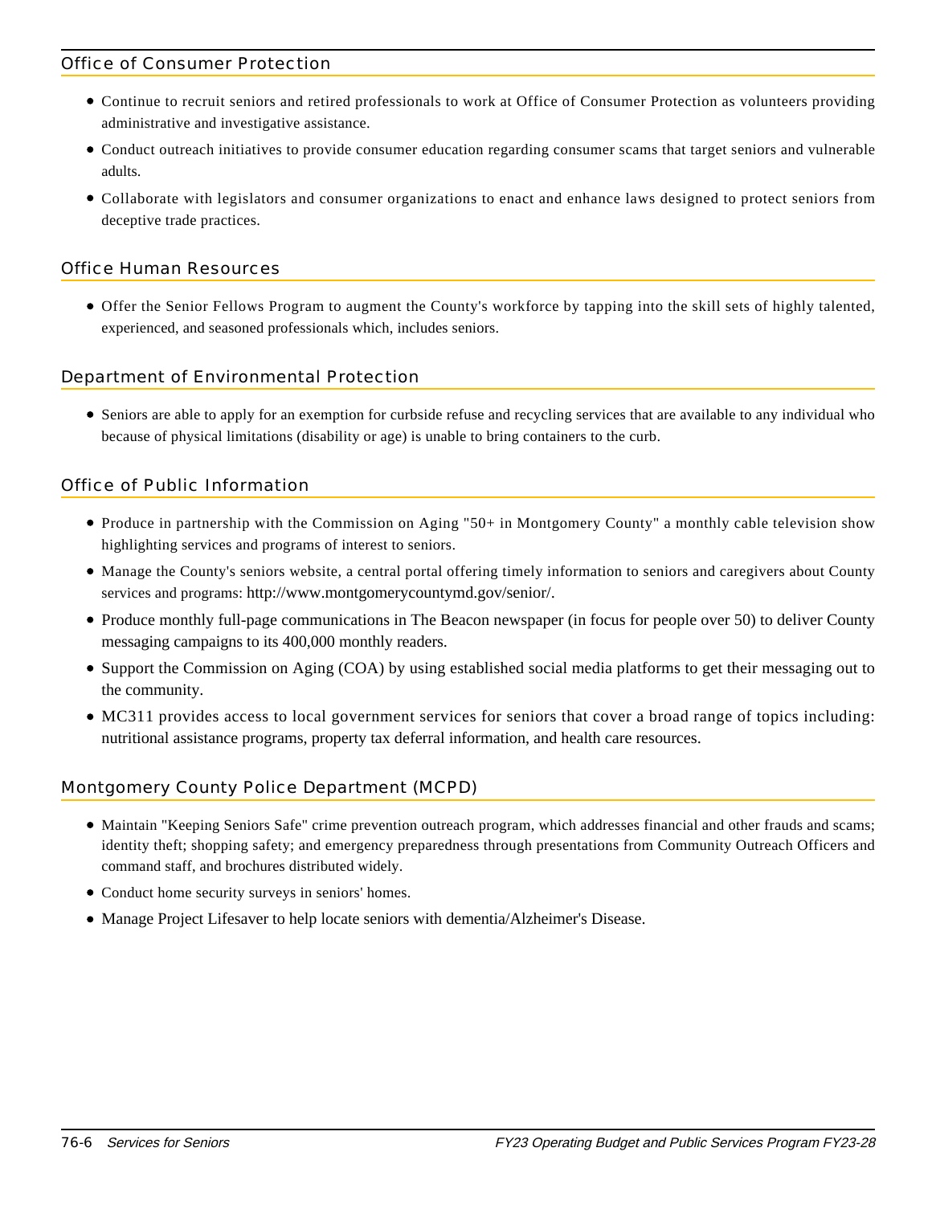## Office of Consumer Protection

- Continue to recruit seniors and retired professionals to work at Office of Consumer Protection as volunteers providing administrative and investigative assistance.
- Conduct outreach initiatives to provide consumer education regarding consumer scams that target seniors and vulnerable adults.
- Collaborate with legislators and consumer organizations to enact and enhance laws designed to protect seniors from deceptive trade practices.

## Office Human Resources

- Offer the Senior Fellows Program to augment the County's workforce by tapping into the skill sets of highly talented, experienced, and seasoned professionals which, includes seniors.

## Department of Environmental Protection

- Seniors are able to apply for an exemption for curbside refuse and recycling services that are available to any individual who because of physical limitations (disability or age) is unable to bring containers to the curb.

## Office of Public Information

- Produce in partnership with the Commission on Aging "50+ in Montgomery County" a monthly cable television show highlighting services and programs of interest to seniors.
- Manage the County's seniors website, a central portal offering timely information to seniors and caregivers about County services and programs: http://www.montgomerycountymd.gov/senior/.
- Produce monthly full-page communications in The Beacon newspaper (in focus for people over 50) to deliver County messaging campaigns to its 400,000 monthly readers.
- Support the Commission on Aging (COA) by using established social media platforms to get their messaging out to the community.
- MC311 provides access to local government services for seniors that cover a broad range of topics including: nutritional assistance programs, property tax deferral information, and health care resources.

## Montgomery County Police Department (MCPD)

- Maintain "Keeping Seniors Safe" crime prevention outreach program, which addresses financial and other frauds and scams; identity theft; shopping safety; and emergency preparedness through presentations from Community Outreach Officers and command staff, and brochures distributed widely.
- Conduct home security surveys in seniors' homes.
- Manage Project Lifesaver to help locate seniors with dementia/Alzheimer's Disease.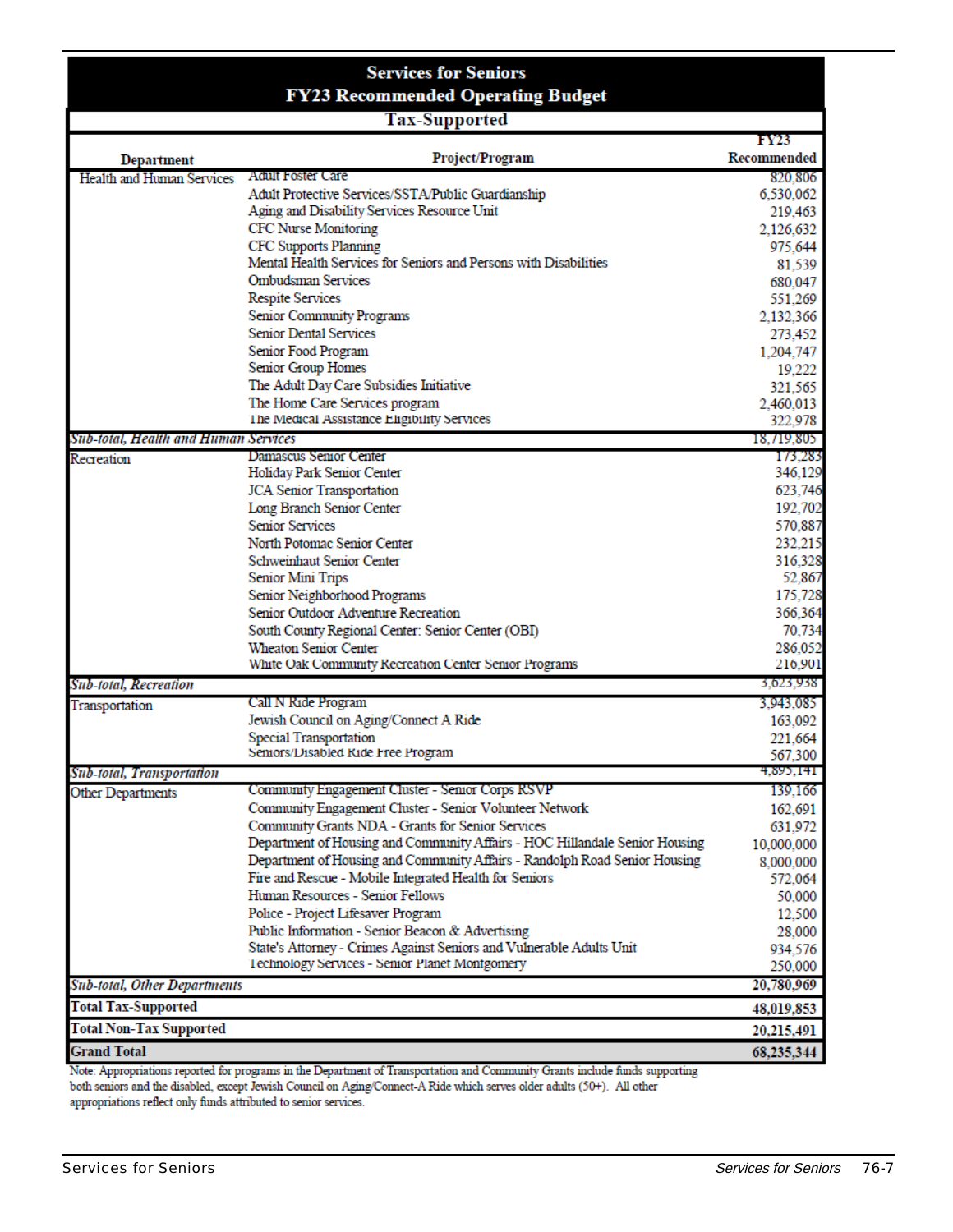# Services for Seniors

## FY23 Recommended Operating Budget

### Tax-Supported

| Department | Project/Program | FY23 Recommended |
|---|---|---|
| Health and Human Services | Adult Foster Care | 820,806 |
| | Adult Protective Services/SSTA/Public Guardianship | 6,530,062 |
| | Aging and Disability Services Resource Unit | 219,463 |
| | CFC Nurse Monitoring | 2,126,632 |
| | CFC Supports Planning | 975,644 |
| | Mental Health Services for Seniors and Persons with Disabilities | 81,539 |
| | Ombudsman Services | 680,047 |
| | Respite Services | 551,269 |
| | Senior Community Programs | 2,132,366 |
| | Senior Dental Services | 273,452 |
| | Senior Food Program | 1,204,747 |
| | Senior Group Homes | 19,222 |
| | The Adult Day Care Subsidies Initiative | 321,565 |
| | The Home Care Services program | 2,460,013 |
| | The Medical Assistance Eligibility Services | 322,978 |
| *Sub-total, Health and Human Services* | | 18,719,805 |
| Recreation | Damascus Senior Center | 173,283 |
| | Holiday Park Senior Center | 346,129 |
| | JCA Senior Transportation | 623,746 |
| | Long Branch Senior Center | 192,702 |
| | Senior Services | 570,887 |
| | North Potomac Senior Center | 232,215 |
| | Schweinhaut Senior Center | 316,328 |
| | Senior Mini Trips | 52,867 |
| | Senior Neighborhood Programs | 175,728 |
| | Senior Outdoor Adventure Recreation | 366,364 |
| | South County Regional Center: Senior Center (OBI) | 70,734 |
| | Wheaton Senior Center | 286,052 |
| | White Oak Community Recreation Center Senior Programs | 216,901 |
| *Sub-total, Recreation* | | 3,623,938 |
| Transportation | Call N Ride Program | 3,943,085 |
| | Jewish Council on Aging/Connect A Ride | 163,092 |
| | Special Transportation | 221,664 |
| | Seniors/Disabled Ride Free Program | 567,300 |
| *Sub-total, Transportation* | | 4,895,141 |
| Other Departments | Community Engagement Cluster - Senior Corps RSVP | 139,166 |
| | Community Engagement Cluster - Senior Volunteer Network | 162,691 |
| | Community Grants NDA - Grants for Senior Services | 631,972 |
| | Department of Housing and Community Affairs - HOC Hillandale Senior Housing | 10,000,000 |
| | Department of Housing and Community Affairs - Randolph Road Senior Housing | 8,000,000 |
| | Fire and Rescue - Mobile Integrated Health for Seniors | 572,064 |
| | Human Resources - Senior Fellows | 50,000 |
| | Police - Project Lifesaver Program | 12,500 |
| | Public Information - Senior Beacon & Advertising | 28,000 |
| | State's Attorney - Crimes Against Seniors and Vulnerable Adults Unit | 934,576 |
| | Technology Services - Senior Planet Montgomery | 250,000 |
| *Sub-total, Other Departments* | | 20,780,969 |
| **Total Tax-Supported** | | **48,019,853** |
| **Total Non-Tax Supported** | | **20,215,491** |
| **Grand Total** | | **68,235,344** |

Note: Appropriations reported for programs in the Department of Transportation and Community Grants include funds supporting both seniors and the disabled, except Jewish Council on Aging/Connect-A Ride which serves older adults (50+). All other appropriations reflect only funds attributed to senior services.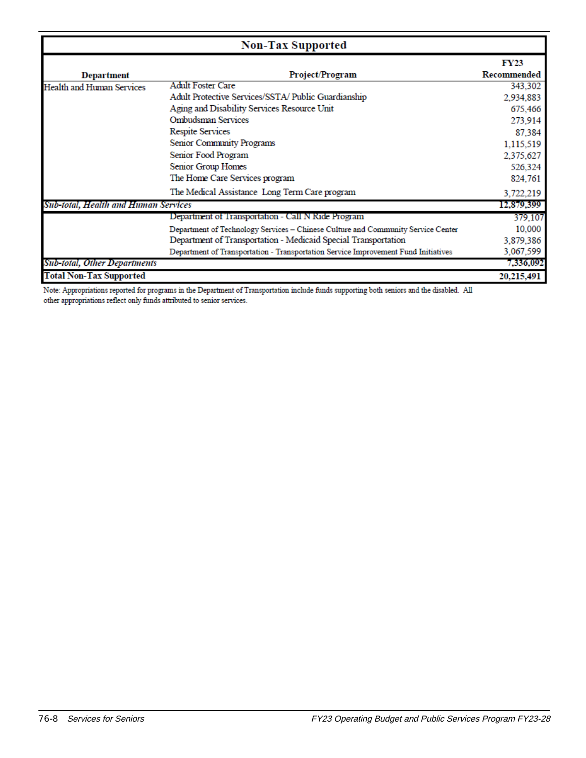| Non-Tax Supported | | |
|---|---|---|
| **Department** | **Project/Program** | **FY23 Recommended** |
| Health and Human Services | Adult Foster Care | 343,302 |
| | Adult Protective Services/SSTA/ Public Guardianship | 2,934,883 |
| | Aging and Disability Services Resource Unit | 675,466 |
| | Ombudsman Services | 273,914 |
| | Respite Services | 87,384 |
| | Senior Community Programs | 1,115,519 |
| | Senior Food Program | 2,375,627 |
| | Senior Group Homes | 526,324 |
| | The Home Care Services program | 824,761 |
| | The Medical Assistance Long Term Care program | 3,722,219 |
| ***Sub-total, Health and Human Services*** | | **12,879,399** |
| | Department of Transportation - Call N Ride Program | 379,107 |
| | Department of Technology Services – Chinese Culture and Community Service Center | 10,000 |
| | Department of Transportation - Medicaid Special Transportation | 3,879,386 |
| | Department of Transportation - Transportation Service Improvement Fund Initiatives | 3,067,599 |
| ***Sub-total, Other Departments*** | | **7,336,092** |
| **Total Non-Tax Supported** | | **20,215,491** |

Note: Appropriations reported for programs in the Department of Transportation include funds supporting both seniors and the disabled. All other appropriations reflect only funds attributed to senior services.